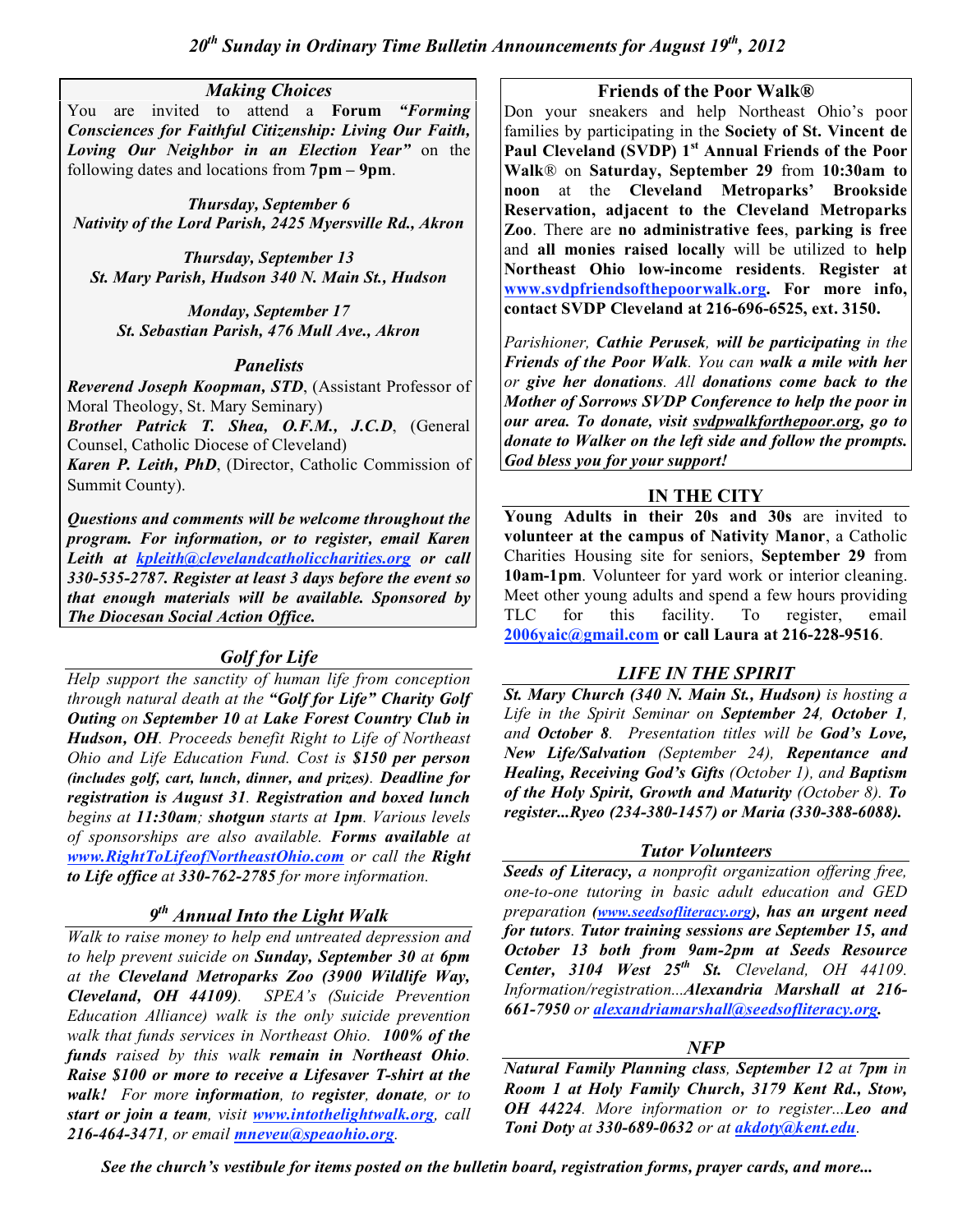# *20th Sunday in Ordinary Time Bulletin Announcements for August 19th, 2012*

## *Making Choices*

You are invited to attend a **Forum** ***"Forming Consciences for Faithful Citizenship: Living Our Faith, Loving Our Neighbor in an Election Year"*** on the following dates and locations from **7pm – 9pm**.

***Thursday, September 6***
***Nativity of the Lord Parish, 2425 Myersville Rd., Akron***

***Thursday, September 13***
***St. Mary Parish, Hudson 340 N. Main St., Hudson***

***Monday, September 17***
***St. Sebastian Parish, 476 Mull Ave., Akron***

### *Panelists*

***Reverend Joseph Koopman, STD***, (Assistant Professor of Moral Theology, St. Mary Seminary)
***Brother Patrick T. Shea, O.F.M., J.C.D***, (General Counsel, Catholic Diocese of Cleveland)
***Karen P. Leith, PhD***, (Director, Catholic Commission of Summit County).

***Questions and comments will be welcome throughout the program. For information, or to register, email Karen Leith at kpleith@clevelandcatholiccharities.org or call 330-535-2787. Register at least 3 days before the event so that enough materials will be available. Sponsored by The Diocesan Social Action Office.***

## *Golf for Life*

*Help support the sanctity of human life from conception through natural death at the **"Golf for Life" Charity Golf Outing** on **September 10** at **Lake Forest Country Club in Hudson, OH**. Proceeds benefit Right to Life of Northeast Ohio and Life Education Fund. Cost is **$150 per person (includes golf, cart, lunch, dinner, and prizes)**. **Deadline for registration is August 31**. **Registration and boxed lunch** begins at **11:30am**; **shotgun** starts at **1pm**. Various levels of sponsorships are also available. **Forms available** at **www.RightToLifeofNortheastOhio.com** or call the **Right to Life office** at 330-762-2785 for more information.*

## *9th Annual Into the Light Walk*

*Walk to raise money to help end untreated depression and to help prevent suicide on **Sunday, September 30** at **6pm** at the **Cleveland Metroparks Zoo (3900 Wildlife Way, Cleveland, OH 44109)**. SPEA's (Suicide Prevention Education Alliance) walk is the only suicide prevention walk that funds services in Northeast Ohio. **100% of the funds** raised by this walk **remain in Northeast Ohio**. **Raise $100 or more to receive a Lifesaver T-shirt at the walk!** For more **information**, to **register**, **donate**, or to **start or join a team**, visit **www.intothelightwalk.org**, call **216-464-3471**, or email **mneveu@speaohio.org**.*

## Friends of the Poor Walk®

Don your sneakers and help Northeast Ohio's poor families by participating in the **Society of St. Vincent de Paul Cleveland (SVDP) 1st Annual Friends of the Poor Walk®** on **Saturday, September 29** from **10:30am to noon** at the **Cleveland Metroparks' Brookside Reservation, adjacent to the Cleveland Metroparks Zoo**. There are **no administrative fees**, **parking is free** and **all monies raised locally** will be utilized to **help Northeast Ohio low-income residents**. **Register at www.svdpfriendsofthepoorwalk.org. For more info, contact SVDP Cleveland at 216-696-6525, ext. 3150.**

*Parishioner, **Cathie Perusek, will be participating** in the **Friends of the Poor Walk**. You can **walk a mile with her** or **give her donations**. All **donations come back to the Mother of Sorrows SVDP Conference to help the poor in our area. To donate, visit svdpwalkforthepoor.org, go to donate to Walker on the left side and follow the prompts. God bless you for your support!***

## IN THE CITY

**Young Adults in their 20s and 30s** are invited to **volunteer at the campus of Nativity Manor**, a Catholic Charities Housing site for seniors, **September 29** from **10am-1pm**. Volunteer for yard work or interior cleaning. Meet other young adults and spend a few hours providing TLC for this facility. To register, email **2006yaic@gmail.com or call Laura at 216-228-9516**.

## *LIFE IN THE SPIRIT*

***St. Mary Church (340 N. Main St., Hudson)** is hosting a Life in the Spirit Seminar on **September 24**, **October 1**, and **October 8**. Presentation titles will be **God's Love, New Life/Salvation** (September 24), **Repentance and Healing, Receiving God's Gifts** (October 1), and **Baptism of the Holy Spirit, Growth and Maturity** (October 8). **To register...Ryeo (234-380-1457) or Maria (330-388-6088).***

## *Tutor Volunteers*

***Seeds of Literacy,** a nonprofit organization offering free, one-to-one tutoring in basic adult education and GED preparation **(www.seedsofliteracy.org), has an urgent need for tutors**. **Tutor training sessions are September 15, and October 13 both from 9am-2pm at Seeds Resource Center, 3104 West 25th St.** Cleveland, OH 44109. Information/registration...**Alexandria Marshall at 216-661-7950** or **alexandriamarshall@seedsofliteracy.org.***

## *NFP*

***Natural Family Planning class**, **September 12** at **7pm** in **Room 1 at Holy Family Church, 3179 Kent Rd., Stow, OH 44224**. More information or to register...**Leo and Toni Doty** at **330-689-0632** or at **akdoty@kent.edu**.*

***See the church's vestibule for items posted on the bulletin board, registration forms, prayer cards, and more...***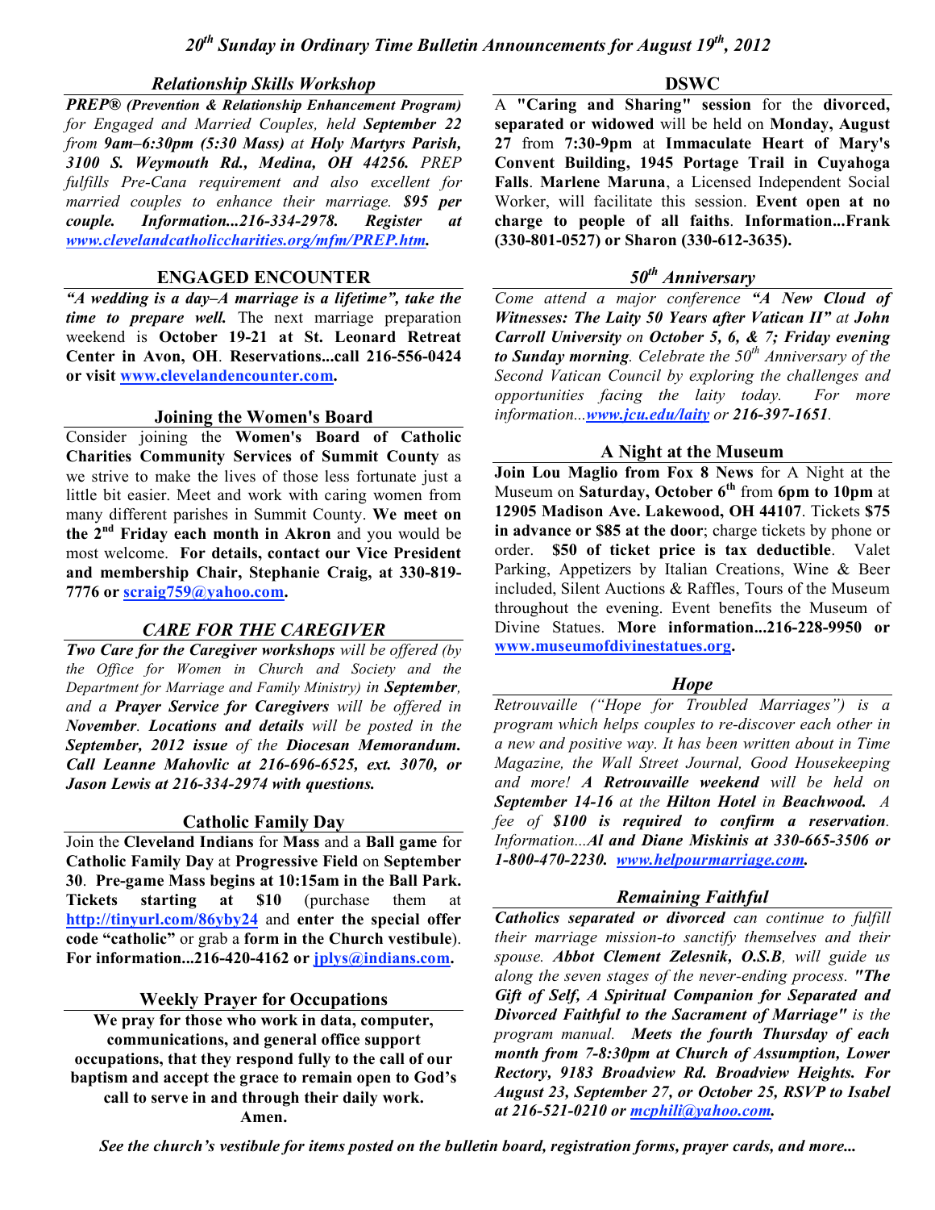# *20th Sunday in Ordinary Time Bulletin Announcements for August 19th, 2012*

## *Relationship Skills Workshop*

***PREP® (Prevention & Relationship Enhancement Program)*** *for Engaged and Married Couples, held **September 22** from **9am–6:30pm (5:30 Mass)** at **Holy Martyrs Parish, 3100 S. Weymouth Rd., Medina, OH 44256.** PREP fulfills Pre-Cana requirement and also excellent for married couples to enhance their marriage. **$95 per couple. Information...216-334-2978. Register at [www.clevelandcatholiccharities.org/mfm/PREP.htm](www.clevelandcatholiccharities.org/mfm/PREP.htm).***

## ENGAGED ENCOUNTER

***"A wedding is a day–A marriage is a lifetime", take the time to prepare well.*** The next marriage preparation weekend is **October 19-21 at St. Leonard Retreat Center in Avon, OH**. **Reservations...call 216-556-0424 or visit [www.clevelandencounter.com](www.clevelandencounter.com).**

## Joining the Women's Board

Consider joining the **Women's Board of Catholic Charities Community Services of Summit County** as we strive to make the lives of those less fortunate just a little bit easier. Meet and work with caring women from many different parishes in Summit County. **We meet on the 2nd Friday each month in Akron** and you would be most welcome. **For details, contact our Vice President and membership Chair, Stephanie Craig, at 330-819-7776 or [scraig759@yahoo.com](mailto:scraig759@yahoo.com).**

## *CARE FOR THE CAREGIVER*

***Two Care for the Caregiver workshops*** *will be offered (by the Office for Women in Church and Society and the Department for Marriage and Family Ministry) in **September**, and a **Prayer Service for Caregivers** will be offered in **November**. **Locations and details** will be posted in the **September, 2012 issue** of the **Diocesan Memorandum. Call Leanne Mahovlic at 216-696-6525, ext. 3070, or Jason Lewis at 216-334-2974 with questions.***

## Catholic Family Day

Join the **Cleveland Indians** for **Mass** and a **Ball game** for **Catholic Family Day** at **Progressive Field** on **September 30**. **Pre-game Mass begins at 10:15am in the Ball Park. Tickets starting at $10** (purchase them at **[http://tinyurl.com/86yby24](http://tinyurl.com/86yby24)** and **enter the special offer code "catholic"** or grab a **form in the Church vestibule**). **For information...216-420-4162 or [jplys@indians.com](mailto:jplys@indians.com).**

## Weekly Prayer for Occupations

**We pray for those who work in data, computer, communications, and general office support occupations, that they respond fully to the call of our baptism and accept the grace to remain open to God's call to serve in and through their daily work. Amen.**

## DSWC

A **"Caring and Sharing" session** for the **divorced, separated or widowed** will be held on **Monday, August 27** from **7:30-9pm** at **Immaculate Heart of Mary's Convent Building, 1945 Portage Trail in Cuyahoga Falls**. **Marlene Maruna**, a Licensed Independent Social Worker, will facilitate this session. **Event open at no charge to people of all faiths**. **Information...Frank (330-801-0527) or Sharon (330-612-3635).**

## *50th Anniversary*

*Come attend a major conference **"A New Cloud of Witnesses: The Laity 50 Years after Vatican II"** at **John Carroll University** on **October 5, 6, & 7; Friday evening to Sunday morning**. Celebrate the 50th Anniversary of the Second Vatican Council by exploring the challenges and opportunities facing the laity today. For more information...**[www.jcu.edu/laity](www.jcu.edu/laity)** or **216-397-1651**.*

## A Night at the Museum

**Join Lou Maglio from Fox 8 News** for A Night at the Museum on **Saturday, October 6th** from **6pm to 10pm** at **12905 Madison Ave. Lakewood, OH 44107**. Tickets **$75 in advance or $85 at the door**; charge tickets by phone or order. **$50 of ticket price is tax deductible**. Valet Parking, Appetizers by Italian Creations, Wine & Beer included, Silent Auctions & Raffles, Tours of the Museum throughout the evening. Event benefits the Museum of Divine Statues. **More information...216-228-9950 or [www.museumofdivinestatues.org](www.museumofdivinestatues.org).**

## *Hope*

*Retrouvaille ("Hope for Troubled Marriages") is a program which helps couples to re-discover each other in a new and positive way. It has been written about in Time Magazine, the Wall Street Journal, Good Housekeeping and more! **A Retrouvaille weekend** will be held on **September 14-16** at the **Hilton Hotel** in **Beachwood.** A fee of **$100 is required to confirm a reservation**. Information...**Al and Diane Miskinis at 330-665-3506 or 1-800-470-2230. [www.helpourmarriage.com](www.helpourmarriage.com).***

## *Remaining Faithful*

***Catholics separated or divorced*** *can continue to fulfill their marriage mission-to sanctify themselves and their spouse. **Abbot Clement Zelesnik, O.S.B,** will guide us along the seven stages of the never-ending process. **"The Gift of Self, A Spiritual Companion for Separated and Divorced Faithful to the Sacrament of Marriage"** is the program manual. **Meets the fourth Thursday of each month from 7-8:30pm at Church of Assumption, Lower Rectory, 9183 Broadview Rd. Broadview Heights. For August 23, September 27, or October 25, RSVP to Isabel at 216-521-0210 or [mcphili@yahoo.com](mailto:mcphili@yahoo.com).***

***See the church's vestibule for items posted on the bulletin board, registration forms, prayer cards, and more...***